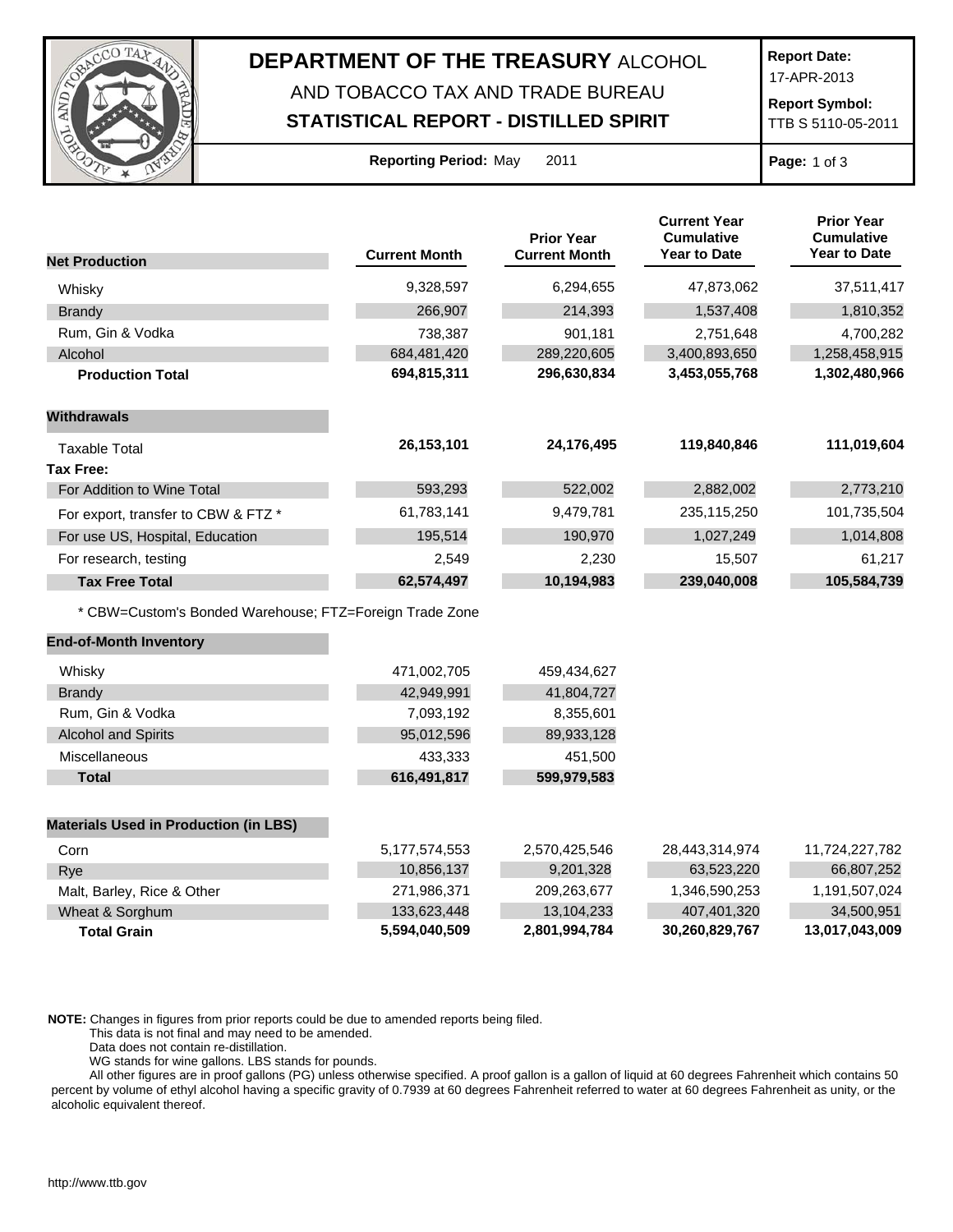# DEPARTMENT OF THE TREASURY ALCOHOL AND TOBACCO TAX AND TRADE BUREAU

## STATISTICAL REPORT - DISTILLED SPIRIT

**Report Date:** 17-APR-2013

**Report Symbol:** TTB S 5110-05-2011

**Reporting Period:** May 2011

| Net Production | Current Month | Prior Year Current Month | Current Year Cumulative Year to Date | Prior Year Cumulative Year to Date |
|---|---|---|---|---|
| Whisky | 9,328,597 | 6,294,655 | 47,873,062 | 37,511,417 |
| Brandy | 266,907 | 214,393 | 1,537,408 | 1,810,352 |
| Rum, Gin & Vodka | 738,387 | 901,181 | 2,751,648 | 4,700,282 |
| Alcohol | 684,481,420 | 289,220,605 | 3,400,893,650 | 1,258,458,915 |
| **Production Total** | **694,815,311** | **296,630,834** | **3,453,055,768** | **1,302,480,966** |
| **Withdrawals** | | | | |
| Taxable Total | **26,153,101** | **24,176,495** | **119,840,846** | **111,019,604** |
| **Tax Free:** | | | | |
| For Addition to Wine Total | 593,293 | 522,002 | 2,882,002 | 2,773,210 |
| For export, transfer to CBW & FTZ * | 61,783,141 | 9,479,781 | 235,115,250 | 101,735,504 |
| For use US, Hospital, Education | 195,514 | 190,970 | 1,027,249 | 1,014,808 |
| For research, testing | 2,549 | 2,230 | 15,507 | 61,217 |
| **Tax Free Total** | **62,574,497** | **10,194,983** | **239,040,008** | **105,584,739** |

* CBW=Custom's Bonded Warehouse; FTZ=Foreign Trade Zone

| End-of-Month Inventory | Current Month | Prior Year Current Month |
|---|---|---|
| Whisky | 471,002,705 | 459,434,627 |
| Brandy | 42,949,991 | 41,804,727 |
| Rum, Gin & Vodka | 7,093,192 | 8,355,601 |
| Alcohol and Spirits | 95,012,596 | 89,933,128 |
| Miscellaneous | 433,333 | 451,500 |
| **Total** | **616,491,817** | **599,979,583** |

| Materials Used in Production (in LBS) | Current Month | Prior Year Current Month | Current Year Cumulative Year to Date | Prior Year Cumulative Year to Date |
|---|---|---|---|---|
| Corn | 5,177,574,553 | 2,570,425,546 | 28,443,314,974 | 11,724,227,782 |
| Rye | 10,856,137 | 9,201,328 | 63,523,220 | 66,807,252 |
| Malt, Barley, Rice & Other | 271,986,371 | 209,263,677 | 1,346,590,253 | 1,191,507,024 |
| Wheat & Sorghum | 133,623,448 | 13,104,233 | 407,401,320 | 34,500,951 |
| **Total Grain** | **5,594,040,509** | **2,801,994,784** | **30,260,829,767** | **13,017,043,009** |

**NOTE:** Changes in figures from prior reports could be due to amended reports being filed.
This data is not final and may need to be amended.
Data does not contain re-distillation.
WG stands for wine gallons. LBS stands for pounds.
All other figures are in proof gallons (PG) unless otherwise specified. A proof gallon is a gallon of liquid at 60 degrees Fahrenheit which contains 50 percent by volume of ethyl alcohol having a specific gravity of 0.7939 at 60 degrees Fahrenheit referred to water at 60 degrees Fahrenheit as unity, or the alcoholic equivalent thereof.

http://www.ttb.gov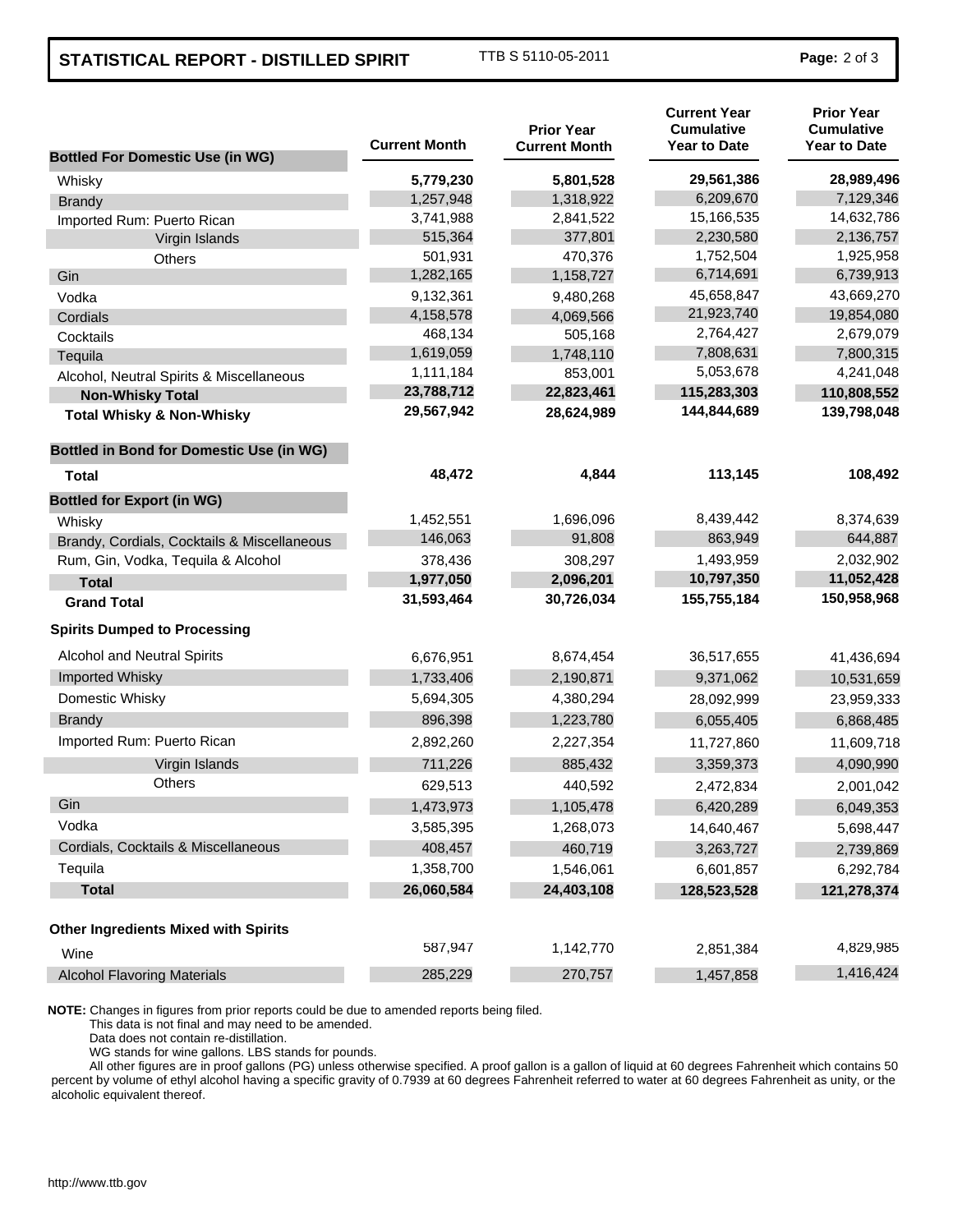## STATISTICAL REPORT - DISTILLED SPIRIT

TTB S 5110-05-2011

| Bottled For Domestic Use (in WG) | Current Month | Prior Year Current Month | Current Year Cumulative Year to Date | Prior Year Cumulative Year to Date |
|---|---|---|---|---|
| Whisky | **5,779,230** | **5,801,528** | **29,561,386** | **28,989,496** |
| Brandy | 1,257,948 | 1,318,922 | 6,209,670 | 7,129,346 |
| Imported Rum: Puerto Rican | 3,741,988 | 2,841,522 | 15,166,535 | 14,632,786 |
| Virgin Islands | 515,364 | 377,801 | 2,230,580 | 2,136,757 |
| Others | 501,931 | 470,376 | 1,752,504 | 1,925,958 |
| Gin | 1,282,165 | 1,158,727 | 6,714,691 | 6,739,913 |
| Vodka | 9,132,361 | 9,480,268 | 45,658,847 | 43,669,270 |
| Cordials | 4,158,578 | 4,069,566 | 21,923,740 | 19,854,080 |
| Cocktails | 468,134 | 505,168 | 2,764,427 | 2,679,079 |
| Tequila | 1,619,059 | 1,748,110 | 7,808,631 | 7,800,315 |
| Alcohol, Neutral Spirits & Miscellaneous | 1,111,184 | 853,001 | 5,053,678 | 4,241,048 |
| **Non-Whisky Total** | **23,788,712** | **22,823,461** | **115,283,303** | **110,808,552** |
| **Total Whisky & Non-Whisky** | **29,567,942** | **28,624,989** | **144,844,689** | **139,798,048** |
| **Bottled in Bond for Domestic Use (in WG)** | | | | |
| **Total** | **48,472** | **4,844** | **113,145** | **108,492** |
| **Bottled for Export (in WG)** | | | | |
| Whisky | 1,452,551 | 1,696,096 | 8,439,442 | 8,374,639 |
| Brandy, Cordials, Cocktails & Miscellaneous | 146,063 | 91,808 | 863,949 | 644,887 |
| Rum, Gin, Vodka, Tequila & Alcohol | 378,436 | 308,297 | 1,493,959 | 2,032,902 |
| **Total** | **1,977,050** | **2,096,201** | **10,797,350** | **11,052,428** |
| **Grand Total** | **31,593,464** | **30,726,034** | **155,755,184** | **150,958,968** |
| **Spirits Dumped to Processing** | | | | |
| Alcohol and Neutral Spirits | 6,676,951 | 8,674,454 | 36,517,655 | 41,436,694 |
| Imported Whisky | 1,733,406 | 2,190,871 | 9,371,062 | 10,531,659 |
| Domestic Whisky | 5,694,305 | 4,380,294 | 28,092,999 | 23,959,333 |
| Brandy | 896,398 | 1,223,780 | 6,055,405 | 6,868,485 |
| Imported Rum: Puerto Rican | 2,892,260 | 2,227,354 | 11,727,860 | 11,609,718 |
| Virgin Islands | 711,226 | 885,432 | 3,359,373 | 4,090,990 |
| Others | 629,513 | 440,592 | 2,472,834 | 2,001,042 |
| Gin | 1,473,973 | 1,105,478 | 6,420,289 | 6,049,353 |
| Vodka | 3,585,395 | 1,268,073 | 14,640,467 | 5,698,447 |
| Cordials, Cocktails & Miscellaneous | 408,457 | 460,719 | 3,263,727 | 2,739,869 |
| Tequila | 1,358,700 | 1,546,061 | 6,601,857 | 6,292,784 |
| **Total** | **26,060,584** | **24,403,108** | **128,523,528** | **121,278,374** |
| **Other Ingredients Mixed with Spirits** | | | | |
| Wine | 587,947 | 1,142,770 | 2,851,384 | 4,829,985 |
| Alcohol Flavoring Materials | 285,229 | 270,757 | 1,457,858 | 1,416,424 |

**NOTE:** Changes in figures from prior reports could be due to amended reports being filed.
This data is not final and may need to be amended.
Data does not contain re-distillation.
WG stands for wine gallons. LBS stands for pounds.
All other figures are in proof gallons (PG) unless otherwise specified. A proof gallon is a gallon of liquid at 60 degrees Fahrenheit which contains 50 percent by volume of ethyl alcohol having a specific gravity of 0.7939 at 60 degrees Fahrenheit referred to water at 60 degrees Fahrenheit as unity, or the alcoholic equivalent thereof.

http://www.ttb.gov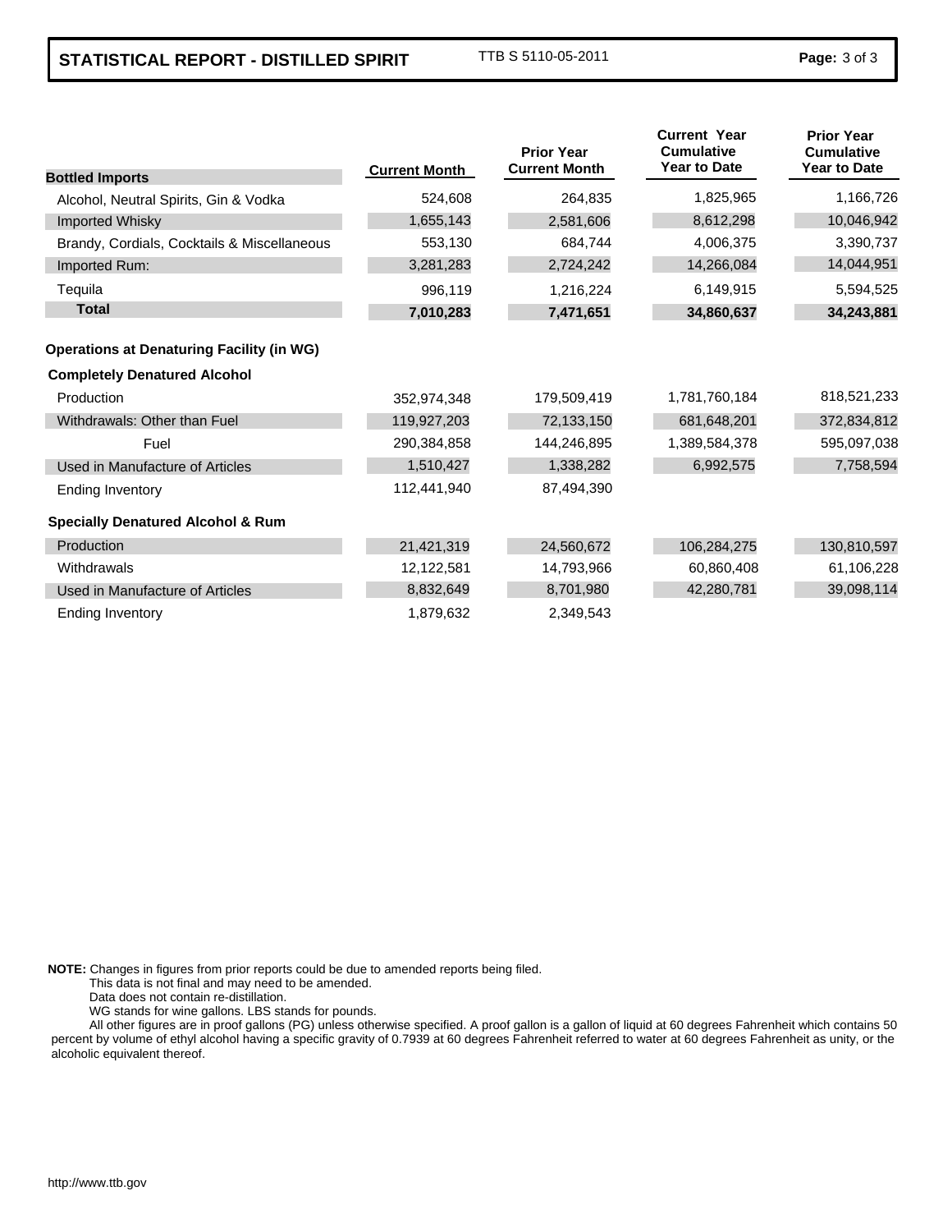# STATISTICAL REPORT - DISTILLED SPIRIT

TTB S 5110-05-2011

| Bottled Imports | Current Month | Prior Year Current Month | Current Year Cumulative Year to Date | Prior Year Cumulative Year to Date |
|---|---|---|---|---|
| Alcohol, Neutral Spirits, Gin & Vodka | 524,608 | 264,835 | 1,825,965 | 1,166,726 |
| Imported Whisky | 1,655,143 | 2,581,606 | 8,612,298 | 10,046,942 |
| Brandy, Cordials, Cocktails & Miscellaneous | 553,130 | 684,744 | 4,006,375 | 3,390,737 |
| Imported Rum: | 3,281,283 | 2,724,242 | 14,266,084 | 14,044,951 |
| Tequila | 996,119 | 1,216,224 | 6,149,915 | 5,594,525 |
| **Total** | **7,010,283** | **7,471,651** | **34,860,637** | **34,243,881** |

**Operations at Denaturing Facility (in WG)**

| Completely Denatured Alcohol | Current Month | Prior Year Current Month | Current Year Cumulative Year to Date | Prior Year Cumulative Year to Date |
|---|---|---|---|---|
| Production | 352,974,348 | 179,509,419 | 1,781,760,184 | 818,521,233 |
| Withdrawals: Other than Fuel | 119,927,203 | 72,133,150 | 681,648,201 | 372,834,812 |
| Fuel | 290,384,858 | 144,246,895 | 1,389,584,378 | 595,097,038 |
| Used in Manufacture of Articles | 1,510,427 | 1,338,282 | 6,992,575 | 7,758,594 |
| Ending Inventory | 112,441,940 | 87,494,390 | | |

| Specially Denatured Alcohol & Rum | Current Month | Prior Year Current Month | Current Year Cumulative Year to Date | Prior Year Cumulative Year to Date |
|---|---|---|---|---|
| Production | 21,421,319 | 24,560,672 | 106,284,275 | 130,810,597 |
| Withdrawals | 12,122,581 | 14,793,966 | 60,860,408 | 61,106,228 |
| Used in Manufacture of Articles | 8,832,649 | 8,701,980 | 42,280,781 | 39,098,114 |
| Ending Inventory | 1,879,632 | 2,349,543 | | |

**NOTE:** Changes in figures from prior reports could be due to amended reports being filed.
This data is not final and may need to be amended.
Data does not contain re-distillation.
WG stands for wine gallons. LBS stands for pounds.
All other figures are in proof gallons (PG) unless otherwise specified. A proof gallon is a gallon of liquid at 60 degrees Fahrenheit which contains 50 percent by volume of ethyl alcohol having a specific gravity of 0.7939 at 60 degrees Fahrenheit referred to water at 60 degrees Fahrenheit as unity, or the alcoholic equivalent thereof.

http://www.ttb.gov